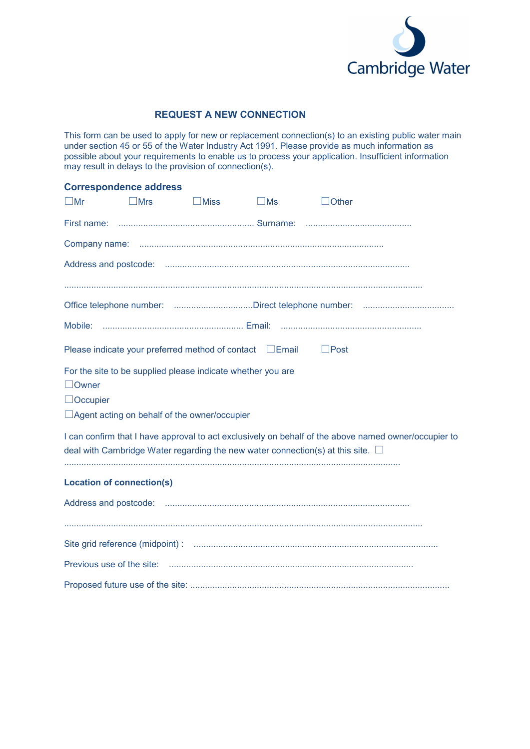Cambridge Water

## REQUEST A NEW CONNECTION

This form can be used to apply for new or replacement connection(s) to an existing public water main under section 45 or 55 of the Water Industry Act 1991. Please provide as much information as possible about your requirements to enable us to process your application. Insufficient information may result in delays to the provision of connection(s).

### Correspondence address

☐Mr ☐Mrs ☐Miss ☐Ms ☐Other

First name: ........................................................ Surname: ...........................................

Company name: ..................................................................................................

Address and postcode: ..................................................................................................

..................................................................................................................................................

Office telephone number: ................................Direct telephone number: .....................................

Mobile: ......................................................... Email: .........................................................

Please indicate your preferred method of contact ☐Email ☐Post

For the site to be supplied please indicate whether you are

☐Owner

☐Occupier

☐Agent acting on behalf of the owner/occupier

I can confirm that I have approval to act exclusively on behalf of the above named owner/occupier to deal with Cambridge Water regarding the new water connection(s) at this site. ☐

.......................................................................................................................................

### Location of connection(s)

Address and postcode: ..................................................................................................

..................................................................................................................................................

Site grid reference (midpoint) : ..................................................................................................

Previous use of the site: ..................................................................................................

Proposed future use of the site: ........................................................................................................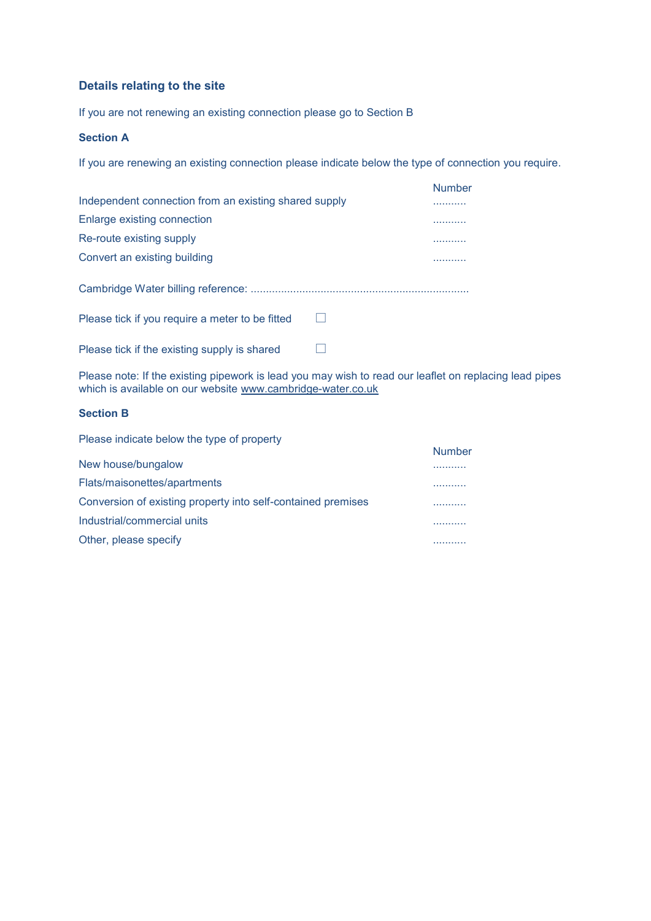## Details relating to the site

If you are not renewing an existing connection please go to Section B

### Section A

If you are renewing an existing connection please indicate below the type of connection you require.

| | Number |
|---|---|
| Independent connection from an existing shared supply | ........... |
| Enlarge existing connection | ........... |
| Re-route existing supply | ........... |
| Convert an existing building | ........... |

Cambridge Water billing reference: .......................................................................

Please tick if you require a meter to be fitted ☐

Please tick if the existing supply is shared ☐

Please note: If the existing pipework is lead you may wish to read our leaflet on replacing lead pipes which is available on our website www.cambridge-water.co.uk

### Section B

Please indicate below the type of property

| | Number |
|---|---|
| New house/bungalow | ........... |
| Flats/maisonettes/apartments | ........... |
| Conversion of existing property into self-contained premises | ........... |
| Industrial/commercial units | ........... |
| Other, please specify | ........... |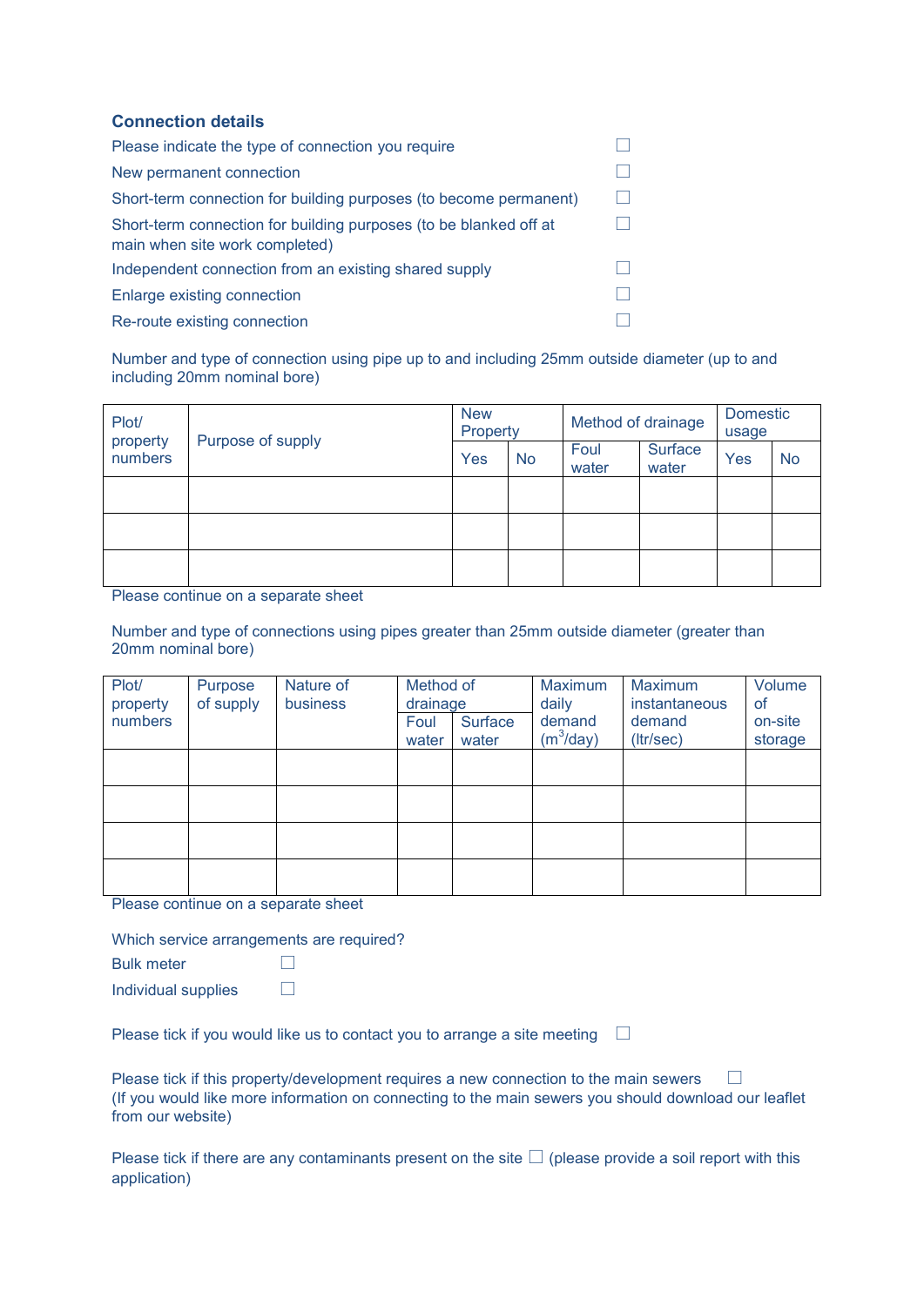## Connection details

Please indicate the type of connection you require ☐

New permanent connection ☐

Short-term connection for building purposes (to become permanent) ☐

Short-term connection for building purposes (to be blanked off at main when site work completed) ☐

Independent connection from an existing shared supply ☐

Enlarge existing connection ☐

Re-route existing connection ☐

Number and type of connection using pipe up to and including 25mm outside diameter (up to and including 20mm nominal bore)

| Plot/ property numbers | Purpose of supply | New Property | | Method of drainage | | Domestic usage | |
|---|---|---|---|---|---|---|---|
| | | Yes | No | Foul water | Surface water | Yes | No |
| | | | | | | | |
| | | | | | | | |
| | | | | | | | |

Please continue on a separate sheet

Number and type of connections using pipes greater than 25mm outside diameter (greater than 20mm nominal bore)

| Plot/ property numbers | Purpose of supply | Nature of business | Method of drainage | | Maximum daily demand ($m^3$/day) | Maximum instantaneous demand (ltr/sec) | Volume of on-site storage |
|---|---|---|---|---|---|---|---|
| | | | Foul water | Surface water | | | |
| | | | | | | | |
| | | | | | | | |
| | | | | | | | |
| | | | | | | | |

Please continue on a separate sheet

Which service arrangements are required?

Bulk meter ☐

Individual supplies ☐

Please tick if you would like us to contact you to arrange a site meeting ☐

Please tick if this property/development requires a new connection to the main sewers ☐
(If you would like more information on connecting to the main sewers you should download our leaflet from our website)

Please tick if there are any contaminants present on the site ☐ (please provide a soil report with this application)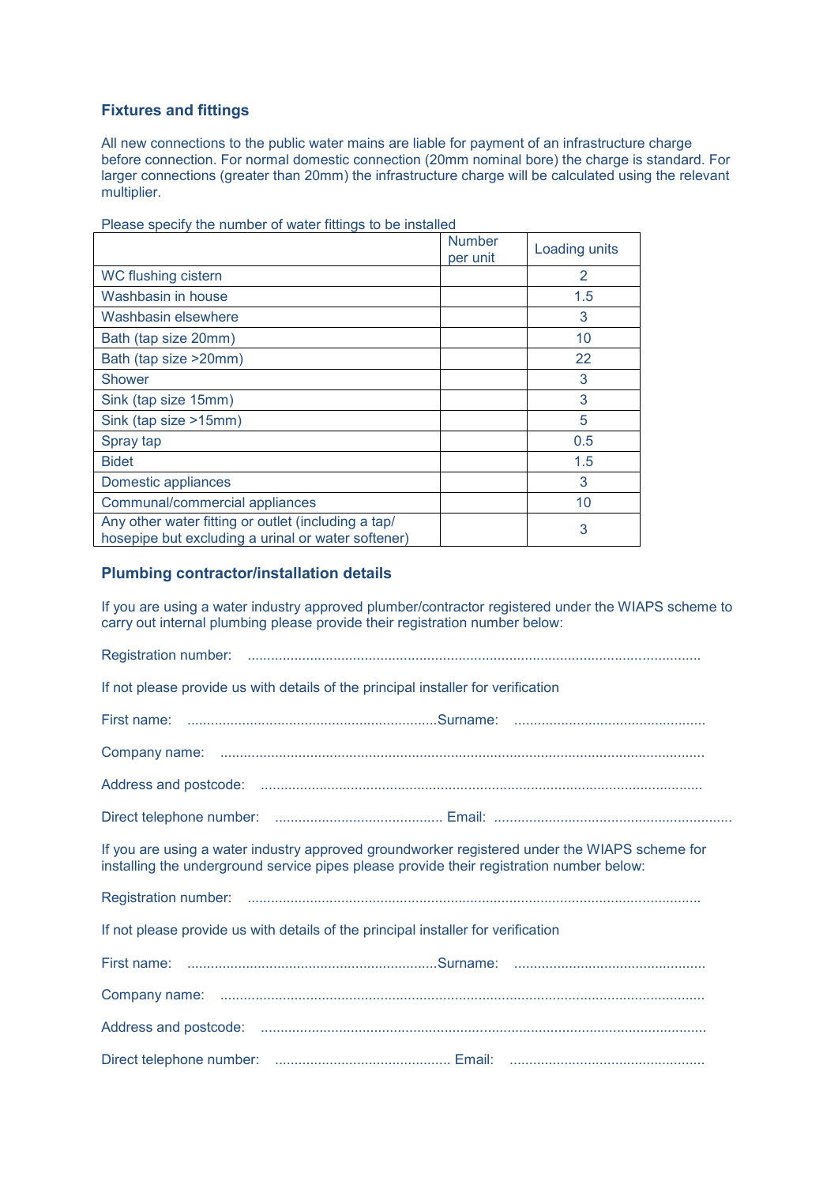## Fixtures and fittings

All new connections to the public water mains are liable for payment of an infrastructure charge before connection. For normal domestic connection (20mm nominal bore) the charge is standard. For larger connections (greater than 20mm) the infrastructure charge will be calculated using the relevant multiplier.

Please specify the number of water fittings to be installed

| | Number per unit | Loading units |
|---|---|---|
| WC flushing cistern | | 2 |
| Washbasin in house | | 1.5 |
| Washbasin elsewhere | | 3 |
| Bath (tap size 20mm) | | 10 |
| Bath (tap size >20mm) | | 22 |
| Shower | | 3 |
| Sink (tap size 15mm) | | 3 |
| Sink (tap size >15mm) | | 5 |
| Spray tap | | 0.5 |
| Bidet | | 1.5 |
| Domestic appliances | | 3 |
| Communal/commercial appliances | | 10 |
| Any other water fitting or outlet (including a tap/ hosepipe but excluding a urinal or water softener) | | 3 |

## Plumbing contractor/installation details

If you are using a water industry approved plumber/contractor registered under the WIAPS scheme to carry out internal plumbing please provide their registration number below:

Registration number: ..........................................................................................................................

If not please provide us with details of the principal installer for verification

First name: ..................................................................Surname: ..................................................

Company name: ...................................................................................................................................

Address and postcode: ..........................................................................................................................

Direct telephone number: .......................................... Email: .............................................................

If you are using a water industry approved groundworker registered under the WIAPS scheme for installing the underground service pipes please provide their registration number below:

Registration number: ..........................................................................................................................

If not please provide us with details of the principal installer for verification

First name: ..................................................................Surname: ..................................................

Company name: ...................................................................................................................................

Address and postcode: ..........................................................................................................................

Direct telephone number: ............................................ Email: ..................................................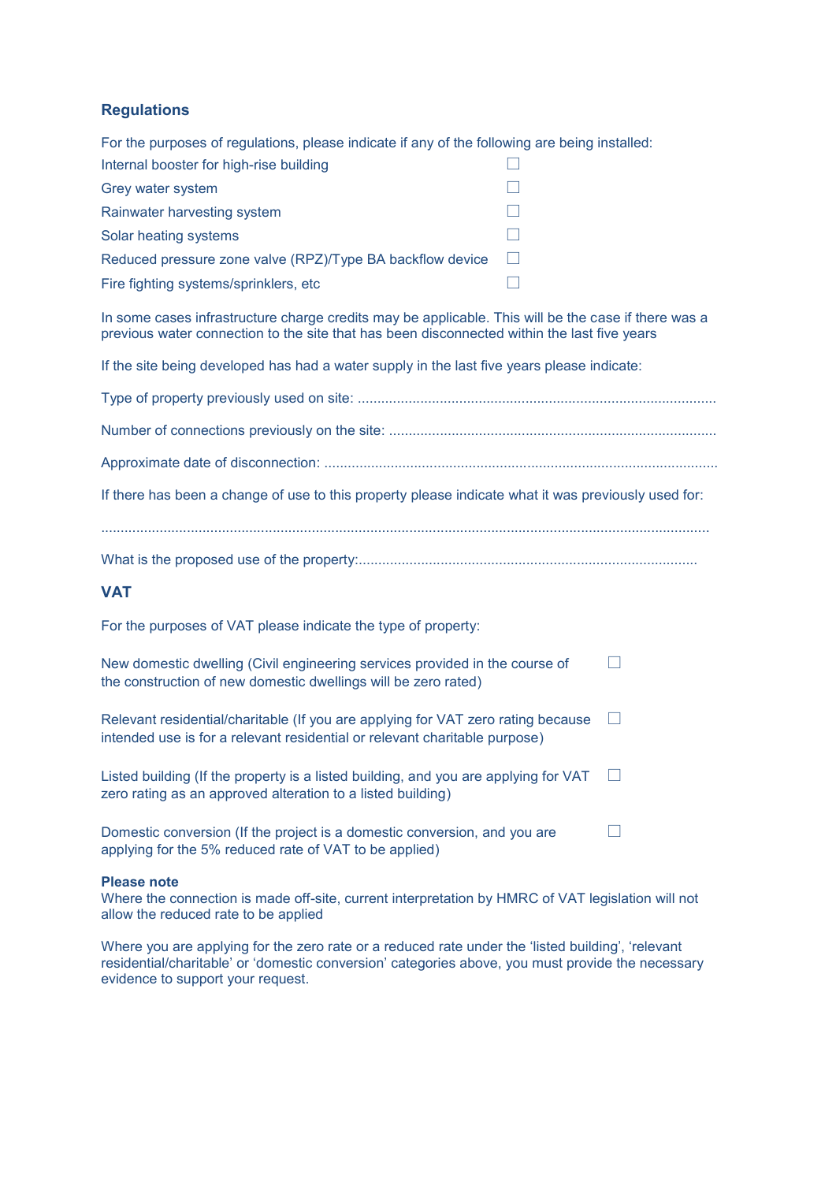## Regulations

For the purposes of regulations, please indicate if any of the following are being installed:

- Internal booster for high-rise building ☐
- Grey water system ☐
- Rainwater harvesting system ☐
- Solar heating systems ☐
- Reduced pressure zone valve (RPZ)/Type BA backflow device ☐
- Fire fighting systems/sprinklers, etc ☐

In some cases infrastructure charge credits may be applicable. This will be the case if there was a previous water connection to the site that has been disconnected within the last five years

If the site being developed has had a water supply in the last five years please indicate:

Type of property previously used on site: ..........................................................................................

Number of connections previously on the site: ...................................................................................

Approximate date of disconnection: ....................................................................................................

If there has been a change of use to this property please indicate what it was previously used for:

..........................................................................................................................................................

What is the proposed use of the property:.......................................................................................

## VAT

For the purposes of VAT please indicate the type of property:

New domestic dwelling (Civil engineering services provided in the course of the construction of new domestic dwellings will be zero rated) ☐

Relevant residential/charitable (If you are applying for VAT zero rating because intended use is for a relevant residential or relevant charitable purpose) ☐

Listed building (If the property is a listed building, and you are applying for VAT zero rating as an approved alteration to a listed building) ☐

Domestic conversion (If the project is a domestic conversion, and you are applying for the 5% reduced rate of VAT to be applied) ☐

**Please note**
Where the connection is made off-site, current interpretation by HMRC of VAT legislation will not allow the reduced rate to be applied

Where you are applying for the zero rate or a reduced rate under the 'listed building', 'relevant residential/charitable' or 'domestic conversion' categories above, you must provide the necessary evidence to support your request.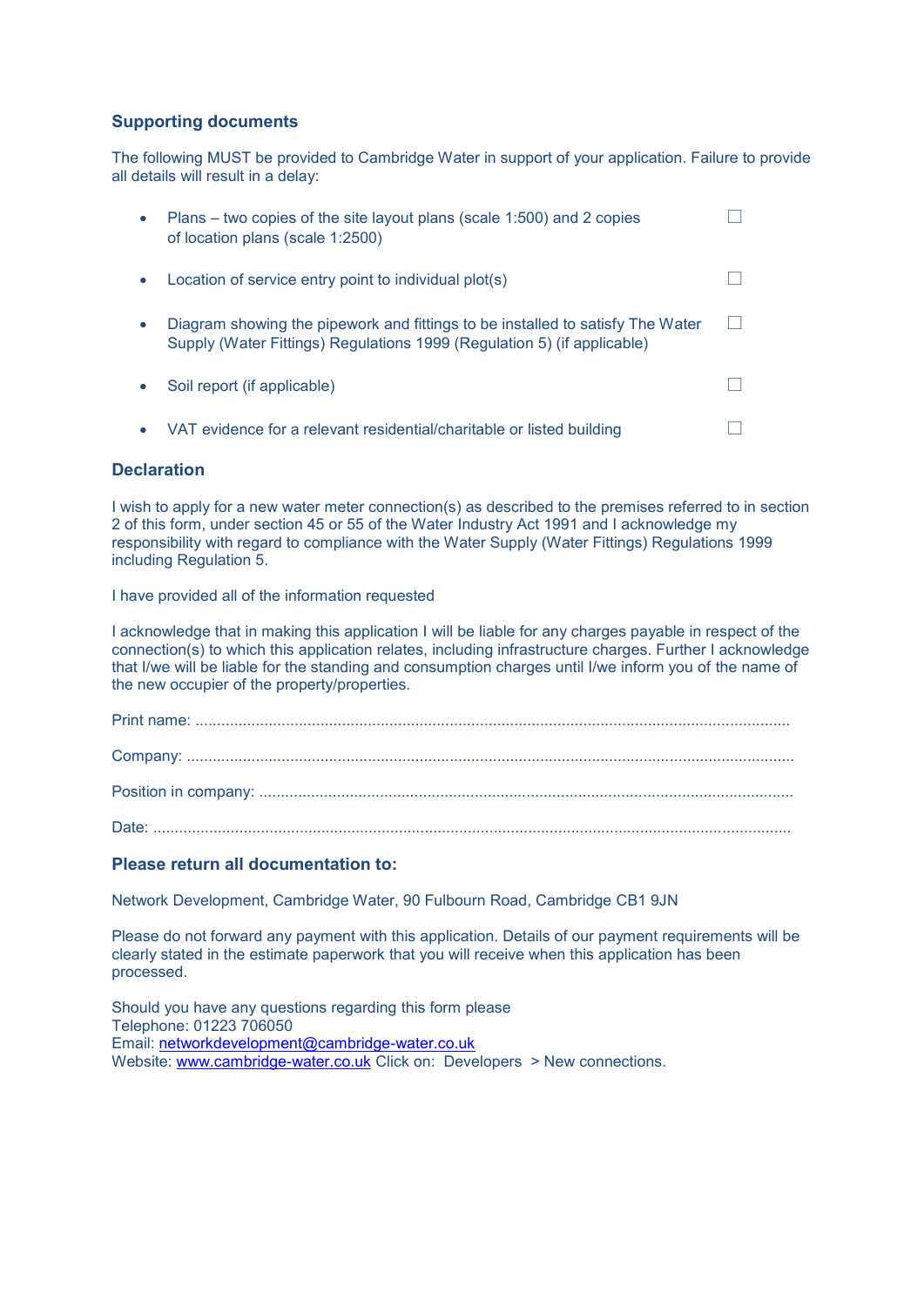## Supporting documents

The following MUST be provided to Cambridge Water in support of your application. Failure to provide all details will result in a delay:

- Plans – two copies of the site layout plans (scale 1:500) and 2 copies of location plans (scale 1:2500) ☐
- Location of service entry point to individual plot(s) ☐
- Diagram showing the pipework and fittings to be installed to satisfy The Water Supply (Water Fittings) Regulations 1999 (Regulation 5) (if applicable) ☐
- Soil report (if applicable) ☐
- VAT evidence for a relevant residential/charitable or listed building ☐

## Declaration

I wish to apply for a new water meter connection(s) as described to the premises referred to in section 2 of this form, under section 45 or 55 of the Water Industry Act 1991 and I acknowledge my responsibility with regard to compliance with the Water Supply (Water Fittings) Regulations 1999 including Regulation 5.

I have provided all of the information requested

I acknowledge that in making this application I will be liable for any charges payable in respect of the connection(s) to which this application relates, including infrastructure charges. Further I acknowledge that I/we will be liable for the standing and consumption charges until I/we inform you of the name of the new occupier of the property/properties.

Print name: ..........................................................................................................................................

Company: ............................................................................................................................................

Position in company: ...........................................................................................................................

Date: .....................................................................................................................................................

## Please return all documentation to:

Network Development, Cambridge Water, 90 Fulbourn Road, Cambridge CB1 9JN

Please do not forward any payment with this application. Details of our payment requirements will be clearly stated in the estimate paperwork that you will receive when this application has been processed.

Should you have any questions regarding this form please
Telephone: 01223 706050
Email: networkdevelopment@cambridge-water.co.uk
Website: www.cambridge-water.co.uk Click on: Developers > New connections.